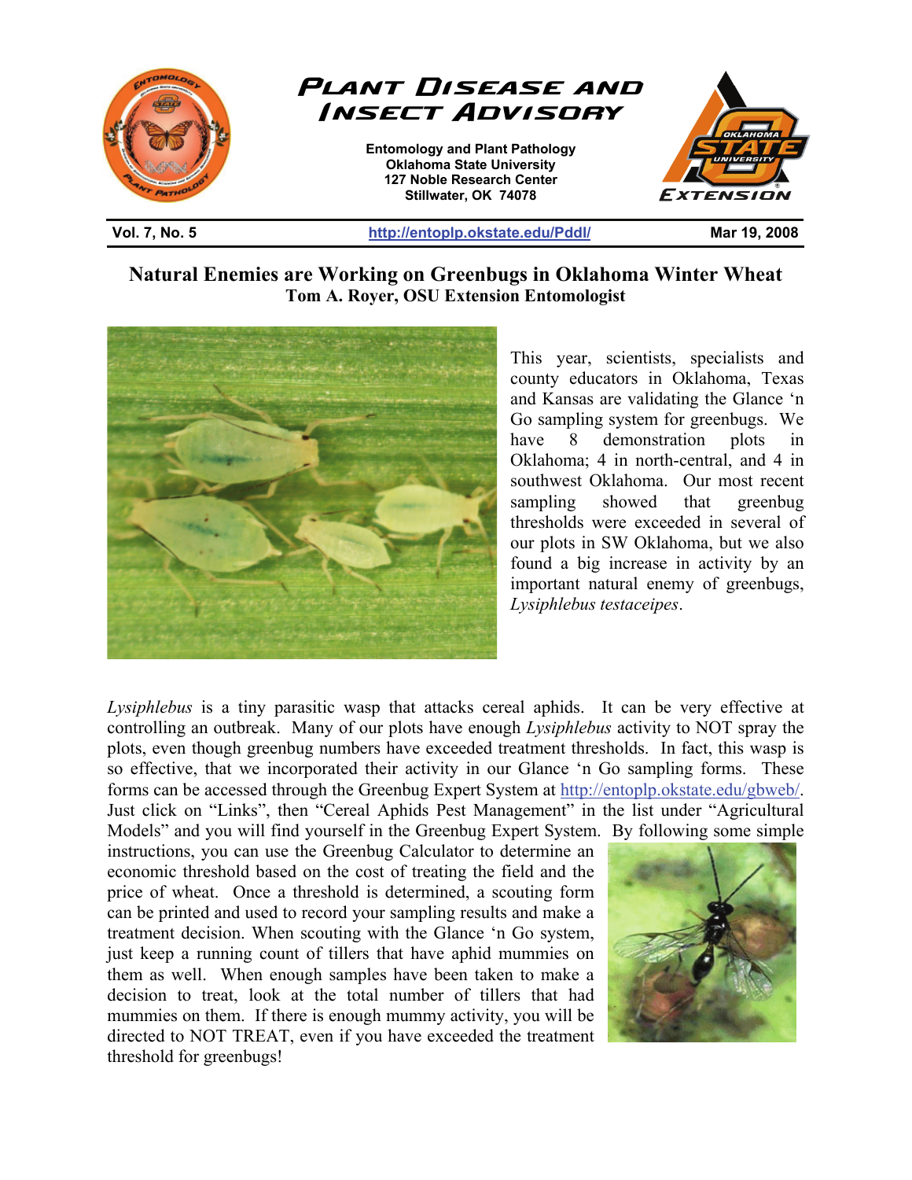# Plant Disease and Insect Advisory

Entomology and Plant Pathology
Oklahoma State University
127 Noble Research Center
Stillwater, OK 74078

Vol. 7, No. 5 | http://entoplp.okstate.edu/Pddl/ | Mar 19, 2008

## Natural Enemies are Working on Greenbugs in Oklahoma Winter Wheat

**Tom A. Royer, OSU Extension Entomologist**

This year, scientists, specialists and county educators in Oklahoma, Texas and Kansas are validating the Glance 'n Go sampling system for greenbugs. We have 8 demonstration plots in Oklahoma; 4 in north-central, and 4 in southwest Oklahoma. Our most recent sampling showed that greenbug thresholds were exceeded in several of our plots in SW Oklahoma, but we also found a big increase in activity by an important natural enemy of greenbugs, *Lysiphlebus testaceipes*.

*Lysiphlebus* is a tiny parasitic wasp that attacks cereal aphids. It can be very effective at controlling an outbreak. Many of our plots have enough *Lysiphlebus* activity to NOT spray the plots, even though greenbug numbers have exceeded treatment thresholds. In fact, this wasp is so effective, that we incorporated their activity in our Glance 'n Go sampling forms. These forms can be accessed through the Greenbug Expert System at http://entoplp.okstate.edu/gbweb/. Just click on "Links", then "Cereal Aphids Pest Management" in the list under "Agricultural Models" and you will find yourself in the Greenbug Expert System. By following some simple instructions, you can use the Greenbug Calculator to determine an economic threshold based on the cost of treating the field and the price of wheat. Once a threshold is determined, a scouting form can be printed and used to record your sampling results and make a treatment decision. When scouting with the Glance 'n Go system, just keep a running count of tillers that have aphid mummies on them as well. When enough samples have been taken to make a decision to treat, look at the total number of tillers that had mummies on them. If there is enough mummy activity, you will be directed to NOT TREAT, even if you have exceeded the treatment threshold for greenbugs!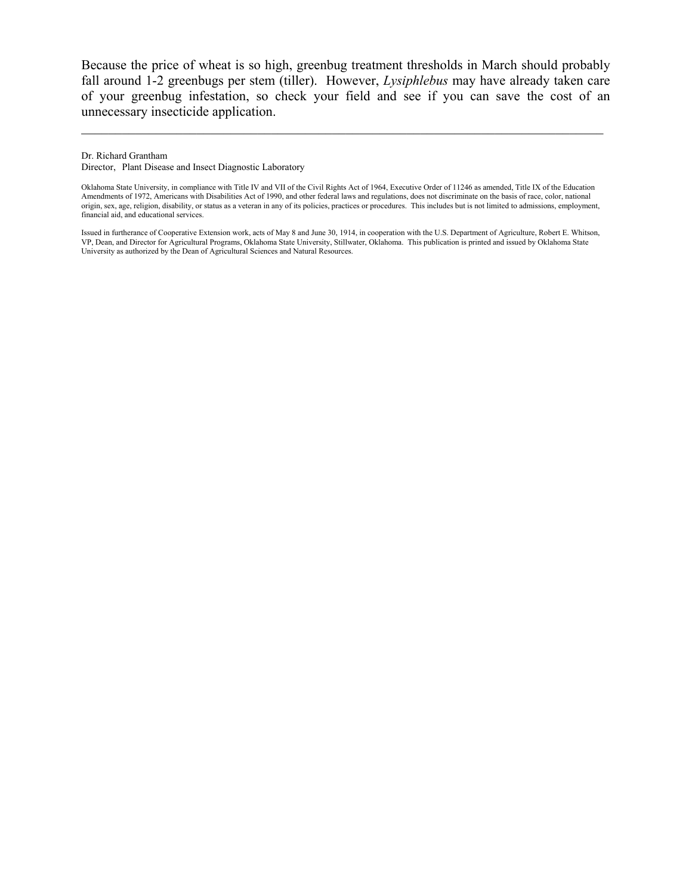Because the price of wheat is so high, greenbug treatment thresholds in March should probably fall around 1-2 greenbugs per stem (tiller). However, *Lysiphlebus* may have already taken care of your greenbug infestation, so check your field and see if you can save the cost of an unnecessary insecticide application.

---

Dr. Richard Grantham
Director, Plant Disease and Insect Diagnostic Laboratory

Oklahoma State University, in compliance with Title IV and VII of the Civil Rights Act of 1964, Executive Order of 11246 as amended, Title IX of the Education Amendments of 1972, Americans with Disabilities Act of 1990, and other federal laws and regulations, does not discriminate on the basis of race, color, national origin, sex, age, religion, disability, or status as a veteran in any of its policies, practices or procedures. This includes but is not limited to admissions, employment, financial aid, and educational services.

Issued in furtherance of Cooperative Extension work, acts of May 8 and June 30, 1914, in cooperation with the U.S. Department of Agriculture, Robert E. Whitson, VP, Dean, and Director for Agricultural Programs, Oklahoma State University, Stillwater, Oklahoma. This publication is printed and issued by Oklahoma State University as authorized by the Dean of Agricultural Sciences and Natural Resources.